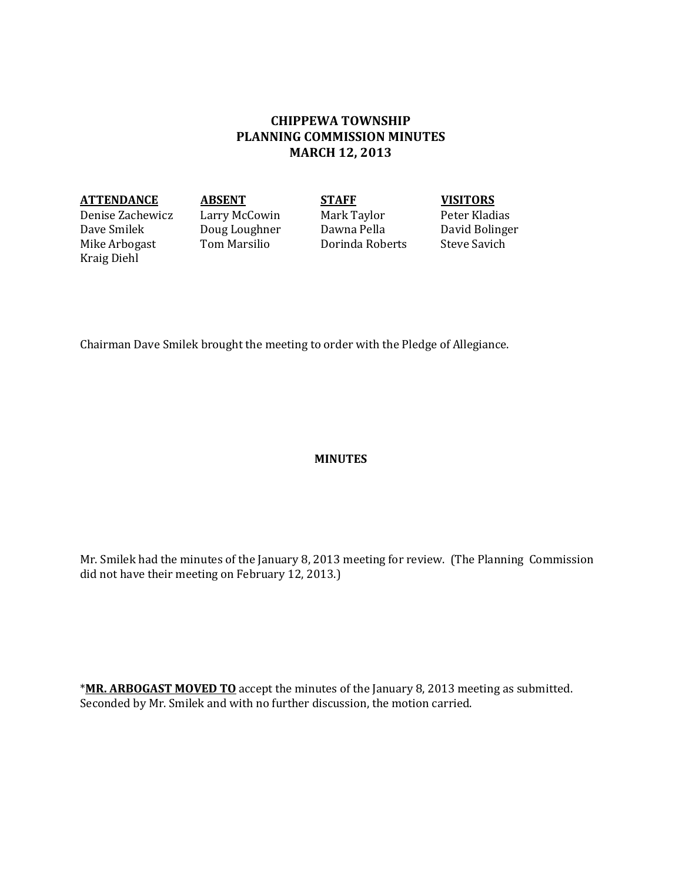# CHIPPEWA TOWNSHIP
# PLANNING COMMISSION MINUTES
# MARCH 12, 2013

| ATTENDANCE | ABSENT | STAFF | VISITORS |
|---|---|---|---|
| Denise Zachewicz | Larry McCowin | Mark Taylor | Peter Kladias |
| Dave Smilek | Doug Loughner | Dawna Pella | David Bolinger |
| Mike Arbogast | Tom Marsilio | Dorinda Roberts | Steve Savich |
| Kraig Diehl | | | |

Chairman Dave Smilek brought the meeting to order with the Pledge of Allegiance.

## MINUTES

Mr. Smilek had the minutes of the January 8, 2013 meeting for review. (The Planning Commission did not have their meeting on February 12, 2013.)

*__MR. ARBOGAST MOVED TO__ accept the minutes of the January 8, 2013 meeting as submitted. Seconded by Mr. Smilek and with no further discussion, the motion carried.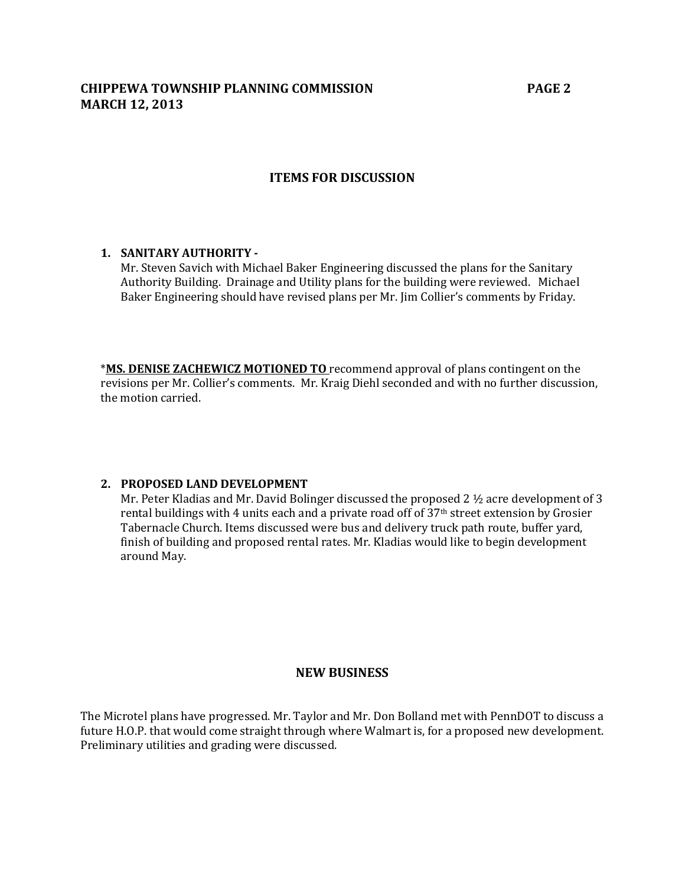## ITEMS FOR DISCUSSION

1. **SANITARY AUTHORITY -**
   Mr. Steven Savich with Michael Baker Engineering discussed the plans for the Sanitary Authority Building. Drainage and Utility plans for the building were reviewed. Michael Baker Engineering should have revised plans per Mr. Jim Collier's comments by Friday.

*<u>**MS. DENISE ZACHEWICZ MOTIONED TO**</u> recommend approval of plans contingent on the revisions per Mr. Collier's comments. Mr. Kraig Diehl seconded and with no further discussion, the motion carried.

2. **PROPOSED LAND DEVELOPMENT**
   Mr. Peter Kladias and Mr. David Bolinger discussed the proposed 2 ½ acre development of 3 rental buildings with 4 units each and a private road off of 37th street extension by Grosier Tabernacle Church. Items discussed were bus and delivery truck path route, buffer yard, finish of building and proposed rental rates. Mr. Kladias would like to begin development around May.

## NEW BUSINESS

The Microtel plans have progressed. Mr. Taylor and Mr. Don Bolland met with PennDOT to discuss a future H.O.P. that would come straight through where Walmart is, for a proposed new development. Preliminary utilities and grading were discussed.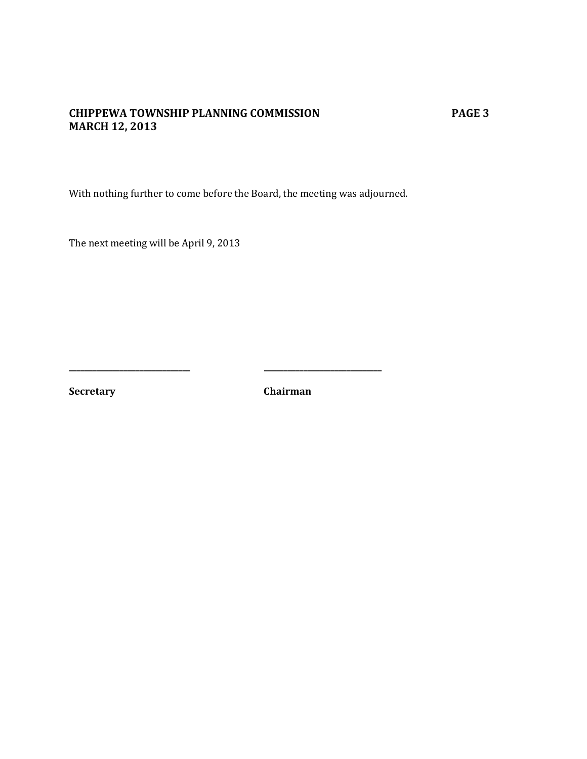With nothing further to come before the Board, the meeting was adjourned.

The next meeting will be April 9, 2013

\_\_\_\_\_\_\_\_\_\_\_\_\_\_\_\_\_\_\_\_\_\_\_\_\_\_\_\_\_\_ \_\_\_\_\_\_\_\_\_\_\_\_\_\_\_\_\_\_\_\_\_\_\_\_\_\_\_\_\_\_

**Secretary** **Chairman**